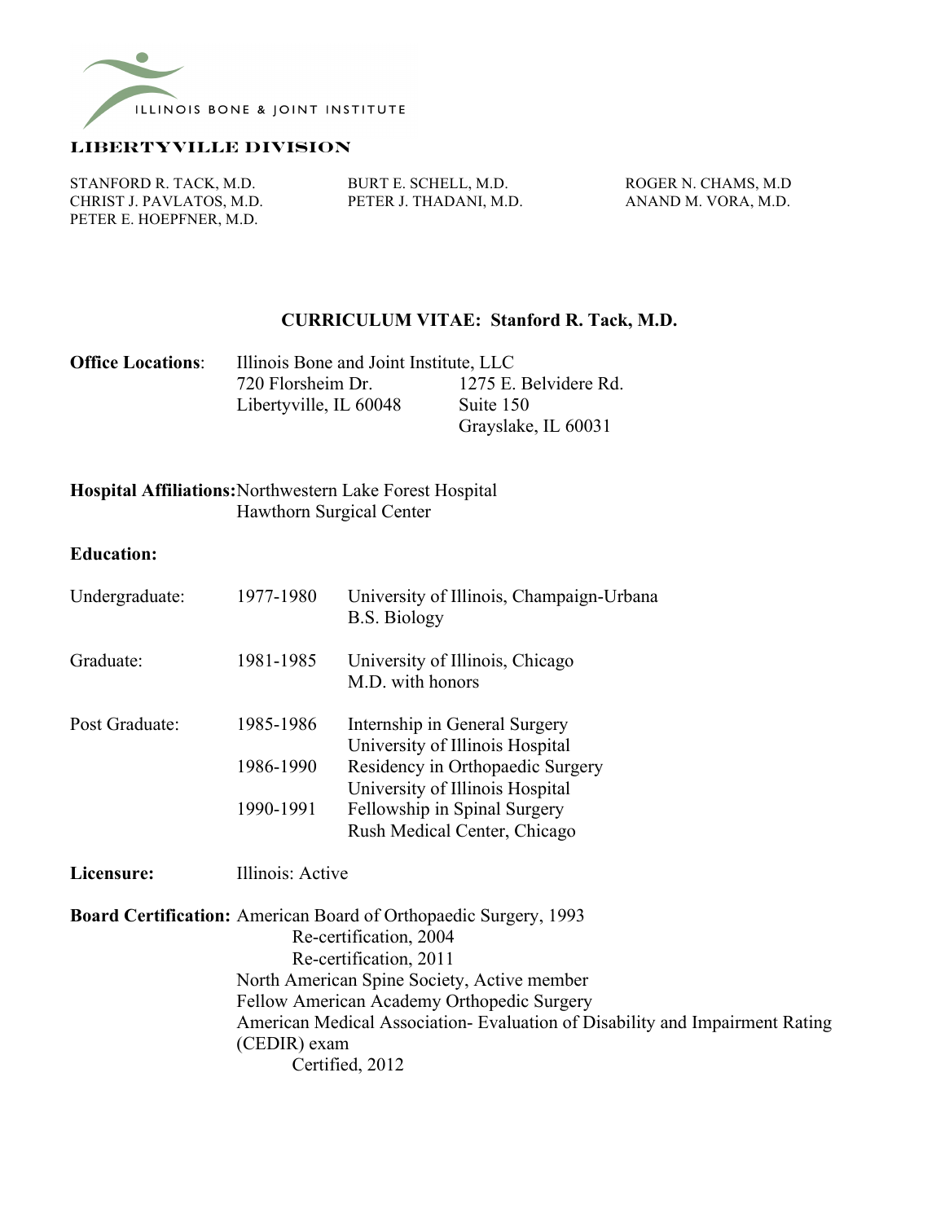ILLINOIS BONE & JOINT INSTITUTE

**LIBERTYVILLE DIVISION**

STANFORD R. TACK, M.D.
CHRIST J. PAVLATOS, M.D.
PETER E. HOEPFNER, M.D.
BURT E. SCHELL, M.D.
PETER J. THADANI, M.D.
ROGER N. CHAMS, M.D
ANAND M. VORA, M.D.

## CURRICULUM VITAE: Stanford R. Tack, M.D.

**Office Locations**: Illinois Bone and Joint Institute, LLC

720 Florsheim Dr.
Libertyville, IL 60048

1275 E. Belvidere Rd.
Suite 150
Grayslake, IL 60031

**Hospital Affiliations:** Northwestern Lake Forest Hospital
Hawthorn Surgical Center

**Education:**

| | | |
|---|---|---|
| Undergraduate: | 1977-1980 | University of Illinois, Champaign-Urbana<br>B.S. Biology |
| Graduate: | 1981-1985 | University of Illinois, Chicago<br>M.D. with honors |
| Post Graduate: | 1985-1986 | Internship in General Surgery<br>University of Illinois Hospital |
| | 1986-1990 | Residency in Orthopaedic Surgery<br>University of Illinois Hospital |
| | 1990-1991 | Fellowship in Spinal Surgery<br>Rush Medical Center, Chicago |

**Licensure:** Illinois: Active

**Board Certification:** American Board of Orthopaedic Surgery, 1993
Re-certification, 2004
Re-certification, 2011
North American Spine Society, Active member
Fellow American Academy Orthopedic Surgery
American Medical Association- Evaluation of Disability and Impairment Rating (CEDIR) exam
Certified, 2012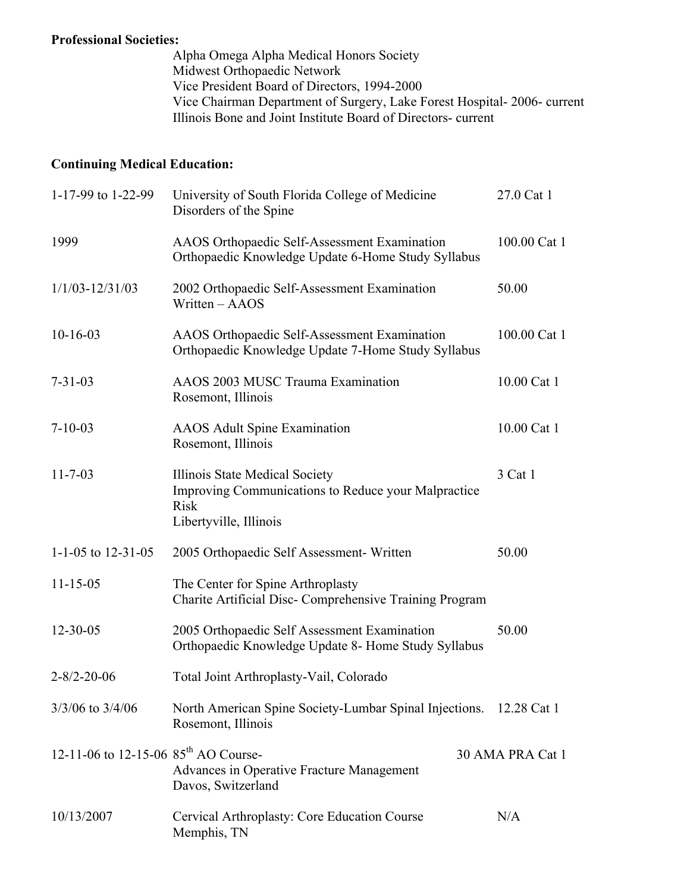**Professional Societies:**

Alpha Omega Alpha Medical Honors Society
Midwest Orthopaedic Network
Vice President Board of Directors, 1994-2000
Vice Chairman Department of Surgery, Lake Forest Hospital- 2006- current
Illinois Bone and Joint Institute Board of Directors- current

**Continuing Medical Education:**

| | | |
|---|---|---|
| 1-17-99 to 1-22-99 | University of South Florida College of Medicine<br>Disorders of the Spine | 27.0 Cat 1 |
| 1999 | AAOS Orthopaedic Self-Assessment Examination<br>Orthopaedic Knowledge Update 6-Home Study Syllabus | 100.00 Cat 1 |
| 1/1/03-12/31/03 | 2002 Orthopaedic Self-Assessment Examination<br>Written – AAOS | 50.00 |
| 10-16-03 | AAOS Orthopaedic Self-Assessment Examination<br>Orthopaedic Knowledge Update 7-Home Study Syllabus | 100.00 Cat 1 |
| 7-31-03 | AAOS 2003 MUSC Trauma Examination<br>Rosemont, Illinois | 10.00 Cat 1 |
| 7-10-03 | AAOS Adult Spine Examination<br>Rosemont, Illinois | 10.00 Cat 1 |
| 11-7-03 | Illinois State Medical Society<br>Improving Communications to Reduce your Malpractice Risk<br>Libertyville, Illinois | 3 Cat 1 |
| 1-1-05 to 12-31-05 | 2005 Orthopaedic Self Assessment- Written | 50.00 |
| 11-15-05 | The Center for Spine Arthroplasty<br>Charite Artificial Disc- Comprehensive Training Program | |
| 12-30-05 | 2005 Orthopaedic Self Assessment Examination<br>Orthopaedic Knowledge Update 8- Home Study Syllabus | 50.00 |
| 2-8/2-20-06 | Total Joint Arthroplasty-Vail, Colorado | |
| 3/3/06 to 3/4/06 | North American Spine Society-Lumbar Spinal Injections.<br>Rosemont, Illinois | 12.28 Cat 1 |
| 12-11-06 to 12-15-06 | 85th AO Course-<br>Advances in Operative Fracture Management<br>Davos, Switzerland | 30 AMA PRA Cat 1 |
| 10/13/2007 | Cervical Arthroplasty: Core Education Course<br>Memphis, TN | N/A |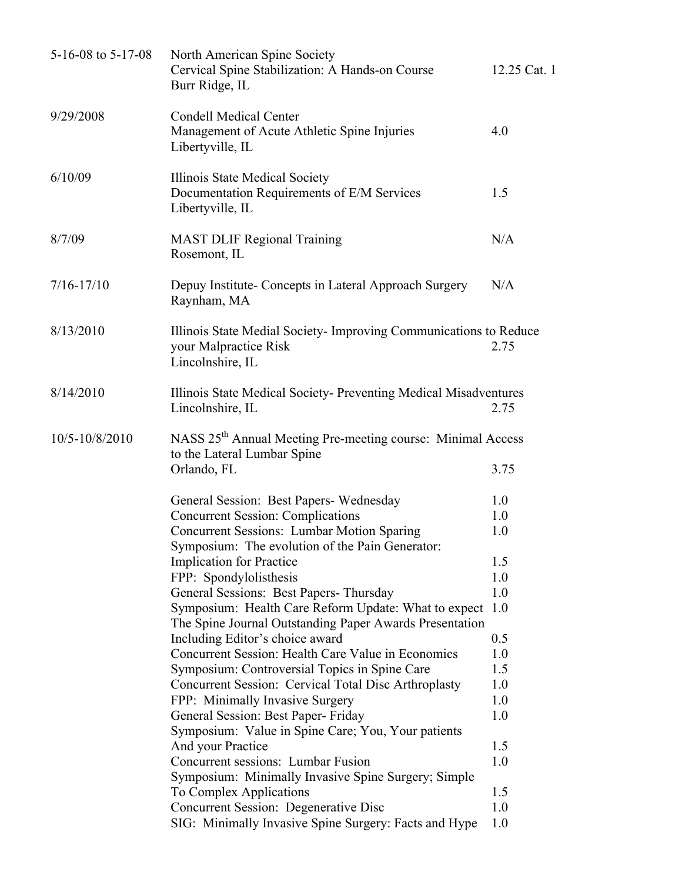| Date | Activity | Credits |
|---|---|---|
| 5-16-08 to 5-17-08 | North American Spine Society<br>Cervical Spine Stabilization: A Hands-on Course<br>Burr Ridge, IL | 12.25 Cat. 1 |
| 9/29/2008 | Condell Medical Center<br>Management of Acute Athletic Spine Injuries<br>Libertyville, IL | 4.0 |
| 6/10/09 | Illinois State Medical Society<br>Documentation Requirements of E/M Services<br>Libertyville, IL | 1.5 |
| 8/7/09 | MAST DLIF Regional Training<br>Rosemont, IL | N/A |
| 7/16-17/10 | Depuy Institute- Concepts in Lateral Approach Surgery<br>Raynham, MA | N/A |
| 8/13/2010 | Illinois State Medial Society- Improving Communications to Reduce your Malpractice Risk<br>Lincolnshire, IL | 2.75 |
| 8/14/2010 | Illinois State Medical Society- Preventing Medical Misadventures<br>Lincolnshire, IL | 2.75 |
| 10/5-10/8/2010 | NASS 25th Annual Meeting Pre-meeting course: Minimal Access to the Lateral Lumbar Spine<br>Orlando, FL | 3.75 |
| | General Session: Best Papers- Wednesday | 1.0 |
| | Concurrent Session: Complications | 1.0 |
| | Concurrent Sessions: Lumbar Motion Sparing | 1.0 |
| | Symposium: The evolution of the Pain Generator: Implication for Practice | 1.5 |
| | FPP: Spondylolisthesis | 1.0 |
| | General Sessions: Best Papers- Thursday | 1.0 |
| | Symposium: Health Care Reform Update: What to expect | 1.0 |
| | The Spine Journal Outstanding Paper Awards Presentation Including Editor's choice award | 0.5 |
| | Concurrent Session: Health Care Value in Economics | 1.0 |
| | Symposium: Controversial Topics in Spine Care | 1.5 |
| | Concurrent Session: Cervical Total Disc Arthroplasty | 1.0 |
| | FPP: Minimally Invasive Surgery | 1.0 |
| | General Session: Best Paper- Friday | 1.0 |
| | Symposium: Value in Spine Care; You, Your patients And your Practice | 1.5 |
| | Concurrent sessions: Lumbar Fusion | 1.0 |
| | Symposium: Minimally Invasive Spine Surgery; Simple To Complex Applications | 1.5 |
| | Concurrent Session: Degenerative Disc | 1.0 |
| | SIG: Minimally Invasive Spine Surgery: Facts and Hype | 1.0 |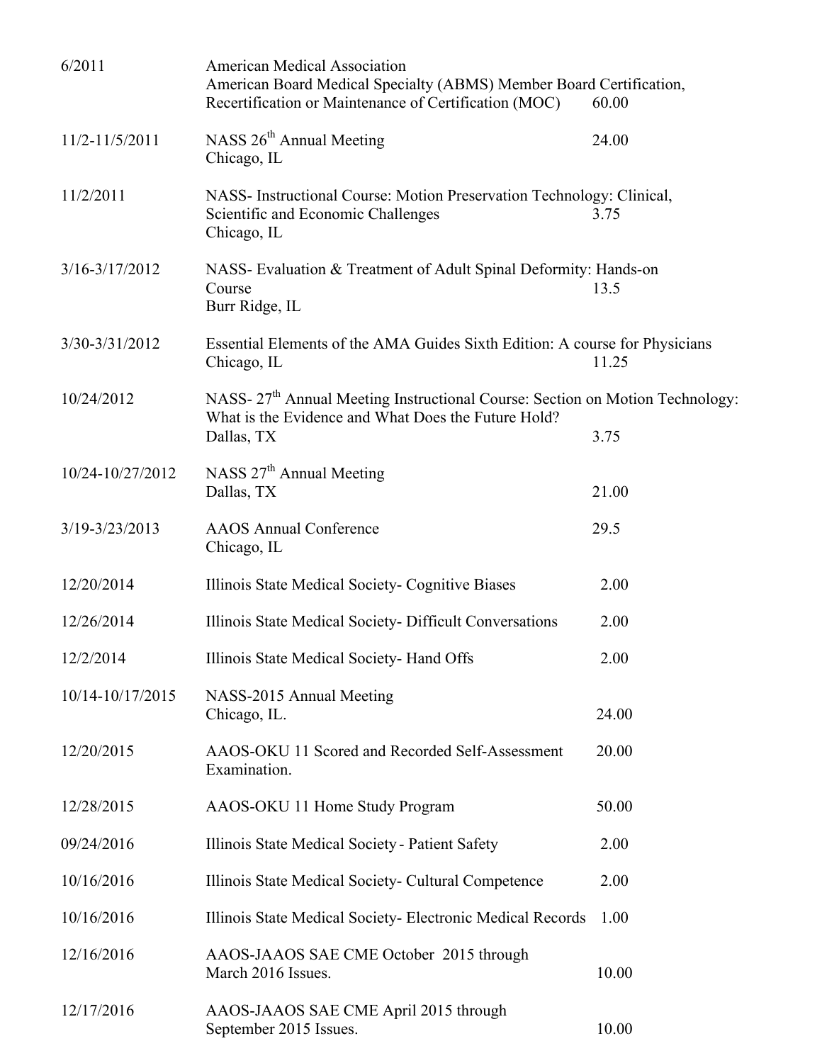| | | |
|---|---|---|
| 6/2011 | American Medical Association<br>American Board Medical Specialty (ABMS) Member Board Certification, Recertification or Maintenance of Certification (MOC) | 60.00 |
| 11/2-11/5/2011 | NASS 26th Annual Meeting<br>Chicago, IL | 24.00 |
| 11/2/2011 | NASS- Instructional Course: Motion Preservation Technology: Clinical, Scientific and Economic Challenges<br>Chicago, IL | 3.75 |
| 3/16-3/17/2012 | NASS- Evaluation & Treatment of Adult Spinal Deformity: Hands-on Course<br>Burr Ridge, IL | 13.5 |
| 3/30-3/31/2012 | Essential Elements of the AMA Guides Sixth Edition: A course for Physicians<br>Chicago, IL | 11.25 |
| 10/24/2012 | NASS- 27th Annual Meeting Instructional Course: Section on Motion Technology: What is the Evidence and What Does the Future Hold?<br>Dallas, TX | 3.75 |
| 10/24-10/27/2012 | NASS 27th Annual Meeting<br>Dallas, TX | 21.00 |
| 3/19-3/23/2013 | AAOS Annual Conference<br>Chicago, IL | 29.5 |
| 12/20/2014 | Illinois State Medical Society- Cognitive Biases | 2.00 |
| 12/26/2014 | Illinois State Medical Society- Difficult Conversations | 2.00 |
| 12/2/2014 | Illinois State Medical Society- Hand Offs | 2.00 |
| 10/14-10/17/2015 | NASS-2015 Annual Meeting<br>Chicago, IL. | 24.00 |
| 12/20/2015 | AAOS-OKU 11 Scored and Recorded Self-Assessment Examination. | 20.00 |
| 12/28/2015 | AAOS-OKU 11 Home Study Program | 50.00 |
| 09/24/2016 | Illinois State Medical Society - Patient Safety | 2.00 |
| 10/16/2016 | Illinois State Medical Society- Cultural Competence | 2.00 |
| 10/16/2016 | Illinois State Medical Society- Electronic Medical Records | 1.00 |
| 12/16/2016 | AAOS-JAAOS SAE CME October 2015 through March 2016 Issues. | 10.00 |
| 12/17/2016 | AAOS-JAAOS SAE CME April 2015 through September 2015 Issues. | 10.00 |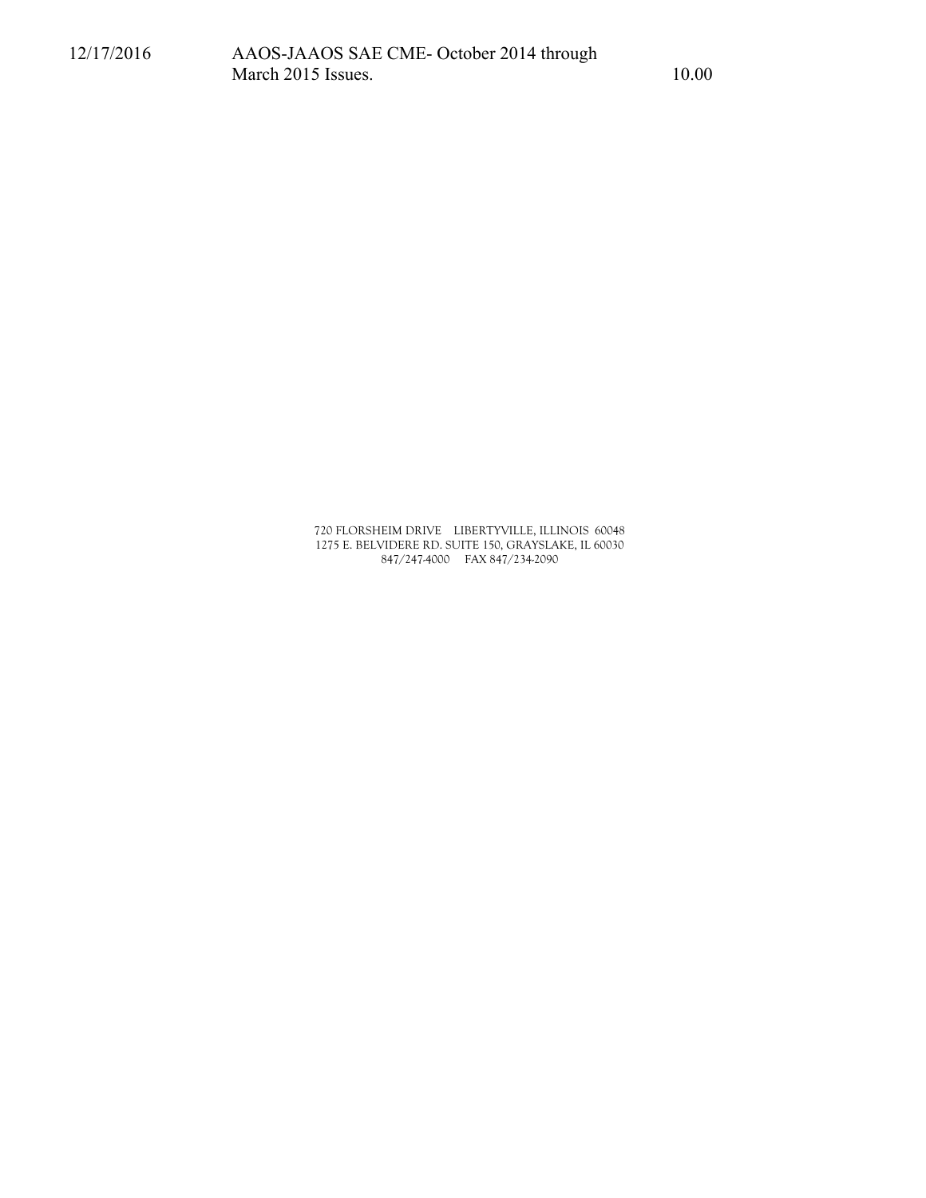| | | |
|---|---|---|
| 12/17/2016 | AAOS-JAAOS SAE CME- October 2014 through March 2015 Issues. | 10.00 |

720 FLORSHEIM DRIVE LIBERTYVILLE, ILLINOIS 60048
1275 E. BELVIDERE RD. SUITE 150, GRAYSLAKE, IL 60030
847/247-4000 FAX 847/234-2090